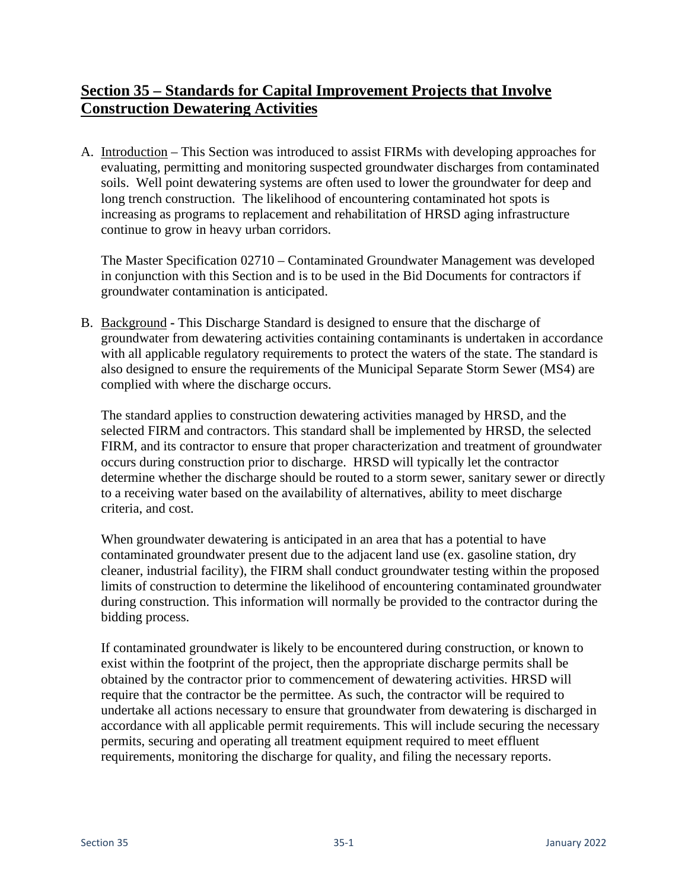## Section 35 – Standards for Capital Improvement Projects that Involve Construction Dewatering Activities

A. Introduction – This Section was introduced to assist FIRMs with developing approaches for evaluating, permitting and monitoring suspected groundwater discharges from contaminated soils. Well point dewatering systems are often used to lower the groundwater for deep and long trench construction. The likelihood of encountering contaminated hot spots is increasing as programs to replacement and rehabilitation of HRSD aging infrastructure continue to grow in heavy urban corridors.

   The Master Specification 02710 – Contaminated Groundwater Management was developed in conjunction with this Section and is to be used in the Bid Documents for contractors if groundwater contamination is anticipated.

B. Background **-** This Discharge Standard is designed to ensure that the discharge of groundwater from dewatering activities containing contaminants is undertaken in accordance with all applicable regulatory requirements to protect the waters of the state. The standard is also designed to ensure the requirements of the Municipal Separate Storm Sewer (MS4) are complied with where the discharge occurs.

   The standard applies to construction dewatering activities managed by HRSD, and the selected FIRM and contractors. This standard shall be implemented by HRSD, the selected FIRM, and its contractor to ensure that proper characterization and treatment of groundwater occurs during construction prior to discharge. HRSD will typically let the contractor determine whether the discharge should be routed to a storm sewer, sanitary sewer or directly to a receiving water based on the availability of alternatives, ability to meet discharge criteria, and cost.

   When groundwater dewatering is anticipated in an area that has a potential to have contaminated groundwater present due to the adjacent land use (ex. gasoline station, dry cleaner, industrial facility), the FIRM shall conduct groundwater testing within the proposed limits of construction to determine the likelihood of encountering contaminated groundwater during construction. This information will normally be provided to the contractor during the bidding process.

   If contaminated groundwater is likely to be encountered during construction, or known to exist within the footprint of the project, then the appropriate discharge permits shall be obtained by the contractor prior to commencement of dewatering activities. HRSD will require that the contractor be the permittee. As such, the contractor will be required to undertake all actions necessary to ensure that groundwater from dewatering is discharged in accordance with all applicable permit requirements. This will include securing the necessary permits, securing and operating all treatment equipment required to meet effluent requirements, monitoring the discharge for quality, and filing the necessary reports.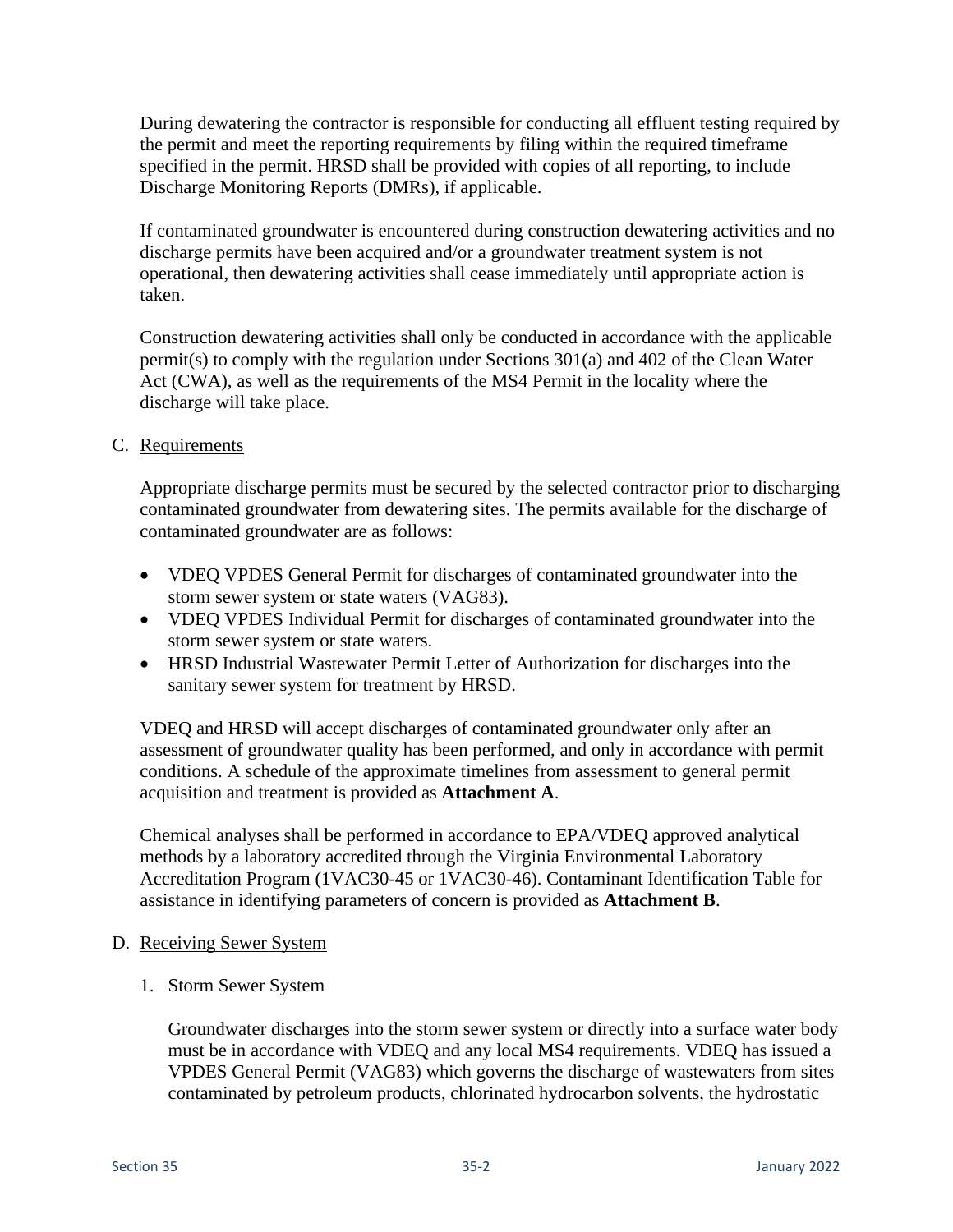During dewatering the contractor is responsible for conducting all effluent testing required by the permit and meet the reporting requirements by filing within the required timeframe specified in the permit. HRSD shall be provided with copies of all reporting, to include Discharge Monitoring Reports (DMRs), if applicable.

If contaminated groundwater is encountered during construction dewatering activities and no discharge permits have been acquired and/or a groundwater treatment system is not operational, then dewatering activities shall cease immediately until appropriate action is taken.

Construction dewatering activities shall only be conducted in accordance with the applicable permit(s) to comply with the regulation under Sections 301(a) and 402 of the Clean Water Act (CWA), as well as the requirements of the MS4 Permit in the locality where the discharge will take place.

C. Requirements

Appropriate discharge permits must be secured by the selected contractor prior to discharging contaminated groundwater from dewatering sites. The permits available for the discharge of contaminated groundwater are as follows:

- VDEQ VPDES General Permit for discharges of contaminated groundwater into the storm sewer system or state waters (VAG83).
- VDEQ VPDES Individual Permit for discharges of contaminated groundwater into the storm sewer system or state waters.
- HRSD Industrial Wastewater Permit Letter of Authorization for discharges into the sanitary sewer system for treatment by HRSD.

VDEQ and HRSD will accept discharges of contaminated groundwater only after an assessment of groundwater quality has been performed, and only in accordance with permit conditions. A schedule of the approximate timelines from assessment to general permit acquisition and treatment is provided as **Attachment A**.

Chemical analyses shall be performed in accordance to EPA/VDEQ approved analytical methods by a laboratory accredited through the Virginia Environmental Laboratory Accreditation Program (1VAC30-45 or 1VAC30-46). Contaminant Identification Table for assistance in identifying parameters of concern is provided as **Attachment B**.

D. Receiving Sewer System

1. Storm Sewer System

   Groundwater discharges into the storm sewer system or directly into a surface water body must be in accordance with VDEQ and any local MS4 requirements. VDEQ has issued a VPDES General Permit (VAG83) which governs the discharge of wastewaters from sites contaminated by petroleum products, chlorinated hydrocarbon solvents, the hydrostatic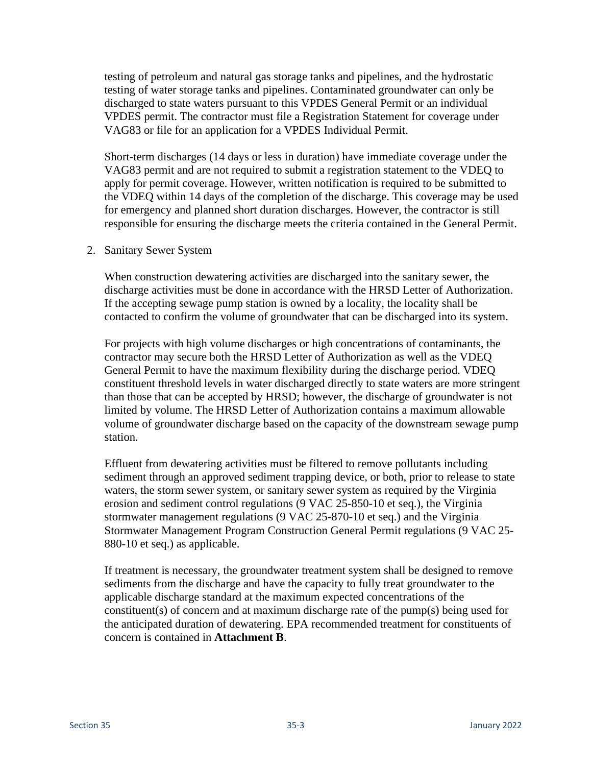testing of petroleum and natural gas storage tanks and pipelines, and the hydrostatic testing of water storage tanks and pipelines. Contaminated groundwater can only be discharged to state waters pursuant to this VPDES General Permit or an individual VPDES permit. The contractor must file a Registration Statement for coverage under VAG83 or file for an application for a VPDES Individual Permit.

Short-term discharges (14 days or less in duration) have immediate coverage under the VAG83 permit and are not required to submit a registration statement to the VDEQ to apply for permit coverage. However, written notification is required to be submitted to the VDEQ within 14 days of the completion of the discharge. This coverage may be used for emergency and planned short duration discharges. However, the contractor is still responsible for ensuring the discharge meets the criteria contained in the General Permit.

2. Sanitary Sewer System

When construction dewatering activities are discharged into the sanitary sewer, the discharge activities must be done in accordance with the HRSD Letter of Authorization. If the accepting sewage pump station is owned by a locality, the locality shall be contacted to confirm the volume of groundwater that can be discharged into its system.

For projects with high volume discharges or high concentrations of contaminants, the contractor may secure both the HRSD Letter of Authorization as well as the VDEQ General Permit to have the maximum flexibility during the discharge period. VDEQ constituent threshold levels in water discharged directly to state waters are more stringent than those that can be accepted by HRSD; however, the discharge of groundwater is not limited by volume. The HRSD Letter of Authorization contains a maximum allowable volume of groundwater discharge based on the capacity of the downstream sewage pump station.

Effluent from dewatering activities must be filtered to remove pollutants including sediment through an approved sediment trapping device, or both, prior to release to state waters, the storm sewer system, or sanitary sewer system as required by the Virginia erosion and sediment control regulations (9 VAC 25-850-10 et seq.), the Virginia stormwater management regulations (9 VAC 25-870-10 et seq.) and the Virginia Stormwater Management Program Construction General Permit regulations (9 VAC 25-880-10 et seq.) as applicable.

If treatment is necessary, the groundwater treatment system shall be designed to remove sediments from the discharge and have the capacity to fully treat groundwater to the applicable discharge standard at the maximum expected concentrations of the constituent(s) of concern and at maximum discharge rate of the pump(s) being used for the anticipated duration of dewatering. EPA recommended treatment for constituents of concern is contained in **Attachment B**.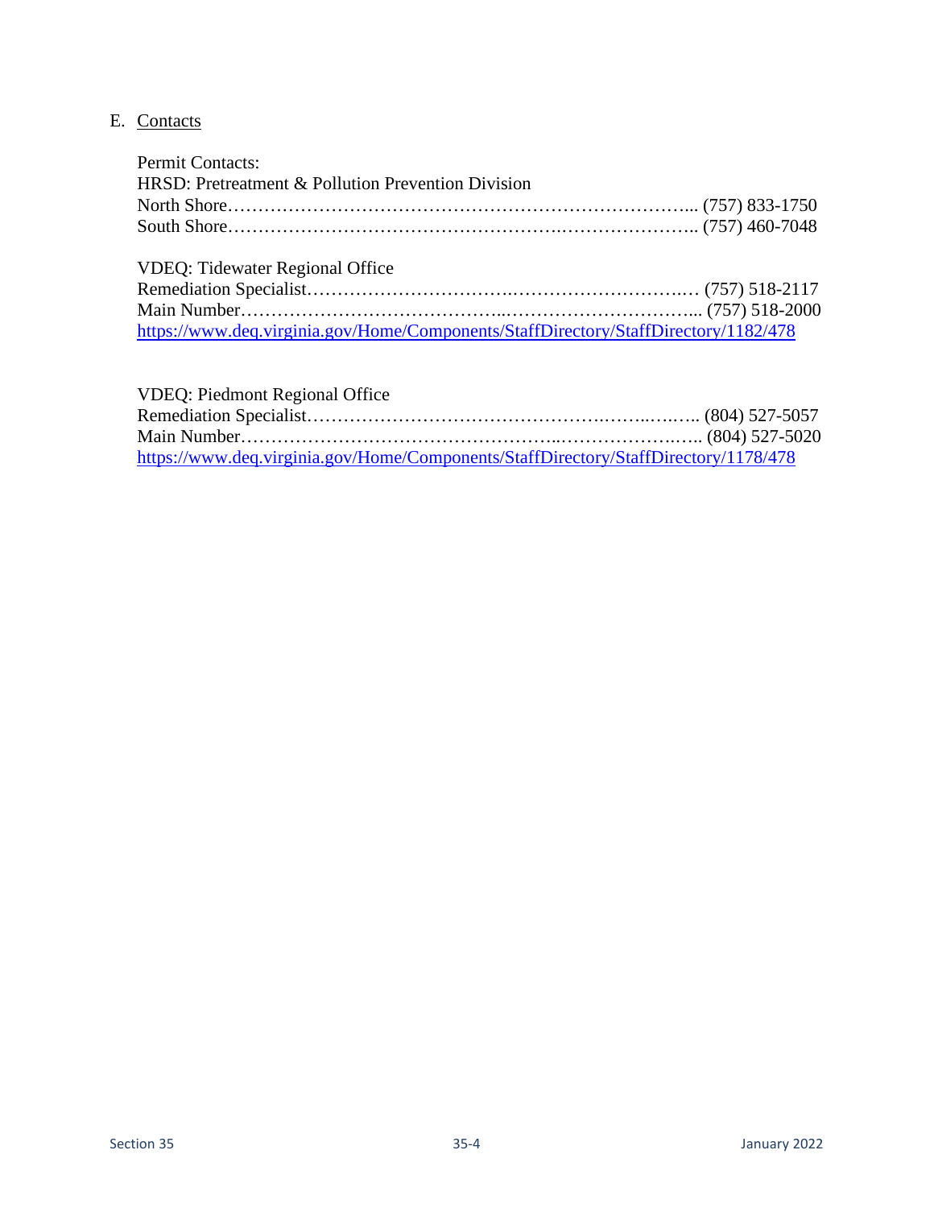## E. Contacts

Permit Contacts:
HRSD: Pretreatment & Pollution Prevention Division
North Shore………………………………….……………………………... (757) 833-1750
South Shore……………………………………………..………………….. (757) 460-7048

VDEQ: Tidewater Regional Office
Remediation Specialist…………………………….……………….……….… (757) 518-2117
Main Number…………………………………...…………………………... (757) 518-2000
https://www.deq.virginia.gov/Home/Components/StaffDirectory/StaffDirectory/1182/478

VDEQ: Piedmont Regional Office
Remediation Specialist……………………………………….……..….….. (804) 527-5057
Main Number…………………………………………..……………….….. (804) 527-5020
https://www.deq.virginia.gov/Home/Components/StaffDirectory/StaffDirectory/1178/478